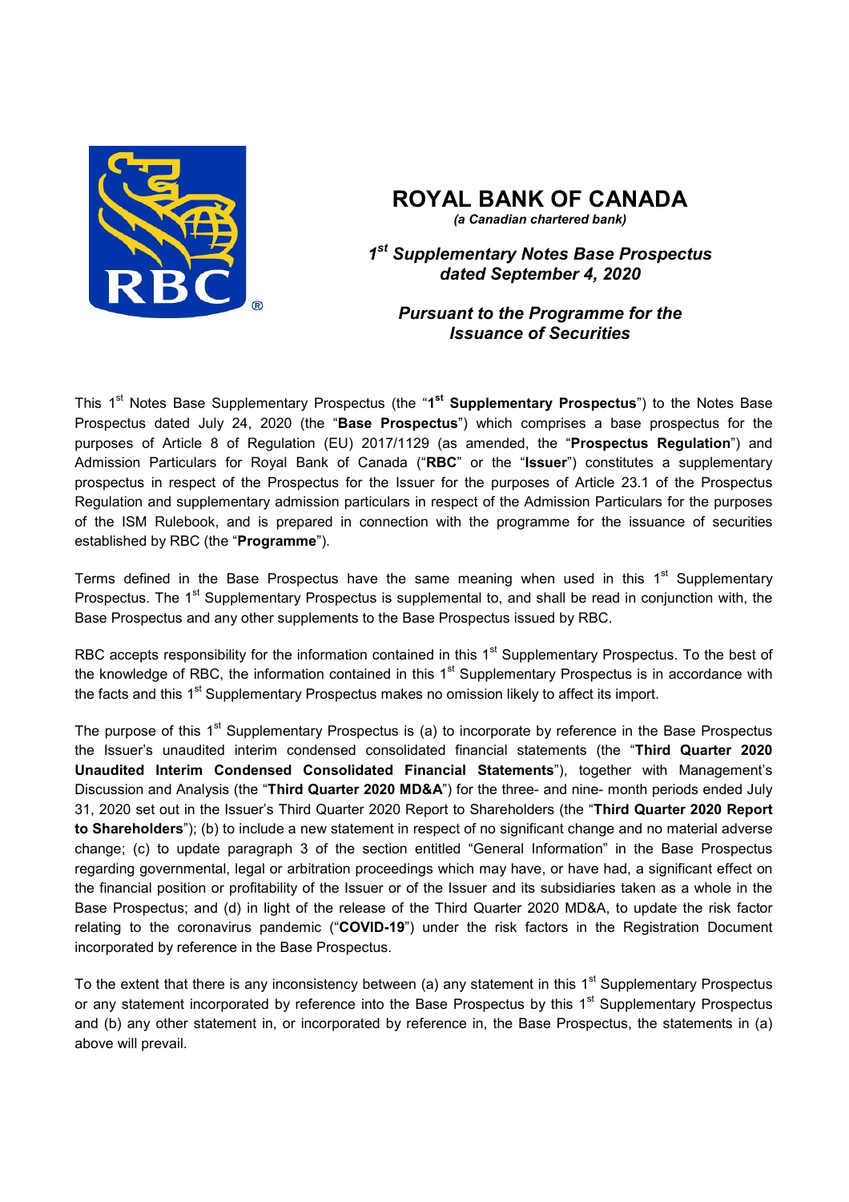# ROYAL BANK OF CANADA

*(a Canadian chartered bank)*

## *1st Supplementary Notes Base Prospectus dated September 4, 2020*

## *Pursuant to the Programme for the Issuance of Securities*

This 1st Notes Base Supplementary Prospectus (the "**1st Supplementary Prospectus**") to the Notes Base Prospectus dated July 24, 2020 (the "**Base Prospectus**") which comprises a base prospectus for the purposes of Article 8 of Regulation (EU) 2017/1129 (as amended, the "**Prospectus Regulation**") and Admission Particulars for Royal Bank of Canada ("**RBC**" or the "**Issuer**") constitutes a supplementary prospectus in respect of the Prospectus for the Issuer for the purposes of Article 23.1 of the Prospectus Regulation and supplementary admission particulars in respect of the Admission Particulars for the purposes of the ISM Rulebook, and is prepared in connection with the programme for the issuance of securities established by RBC (the "**Programme**").

Terms defined in the Base Prospectus have the same meaning when used in this 1st Supplementary Prospectus. The 1st Supplementary Prospectus is supplemental to, and shall be read in conjunction with, the Base Prospectus and any other supplements to the Base Prospectus issued by RBC.

RBC accepts responsibility for the information contained in this 1st Supplementary Prospectus. To the best of the knowledge of RBC, the information contained in this 1st Supplementary Prospectus is in accordance with the facts and this 1st Supplementary Prospectus makes no omission likely to affect its import.

The purpose of this 1st Supplementary Prospectus is (a) to incorporate by reference in the Base Prospectus the Issuer's unaudited interim condensed consolidated financial statements (the "**Third Quarter 2020 Unaudited Interim Condensed Consolidated Financial Statements**"), together with Management's Discussion and Analysis (the "**Third Quarter 2020 MD&A**") for the three- and nine- month periods ended July 31, 2020 set out in the Issuer's Third Quarter 2020 Report to Shareholders (the "**Third Quarter 2020 Report to Shareholders**"); (b) to include a new statement in respect of no significant change and no material adverse change; (c) to update paragraph 3 of the section entitled "General Information" in the Base Prospectus regarding governmental, legal or arbitration proceedings which may have, or have had, a significant effect on the financial position or profitability of the Issuer or of the Issuer and its subsidiaries taken as a whole in the Base Prospectus; and (d) in light of the release of the Third Quarter 2020 MD&A, to update the risk factor relating to the coronavirus pandemic ("**COVID-19**") under the risk factors in the Registration Document incorporated by reference in the Base Prospectus.

To the extent that there is any inconsistency between (a) any statement in this 1st Supplementary Prospectus or any statement incorporated by reference into the Base Prospectus by this 1st Supplementary Prospectus and (b) any other statement in, or incorporated by reference in, the Base Prospectus, the statements in (a) above will prevail.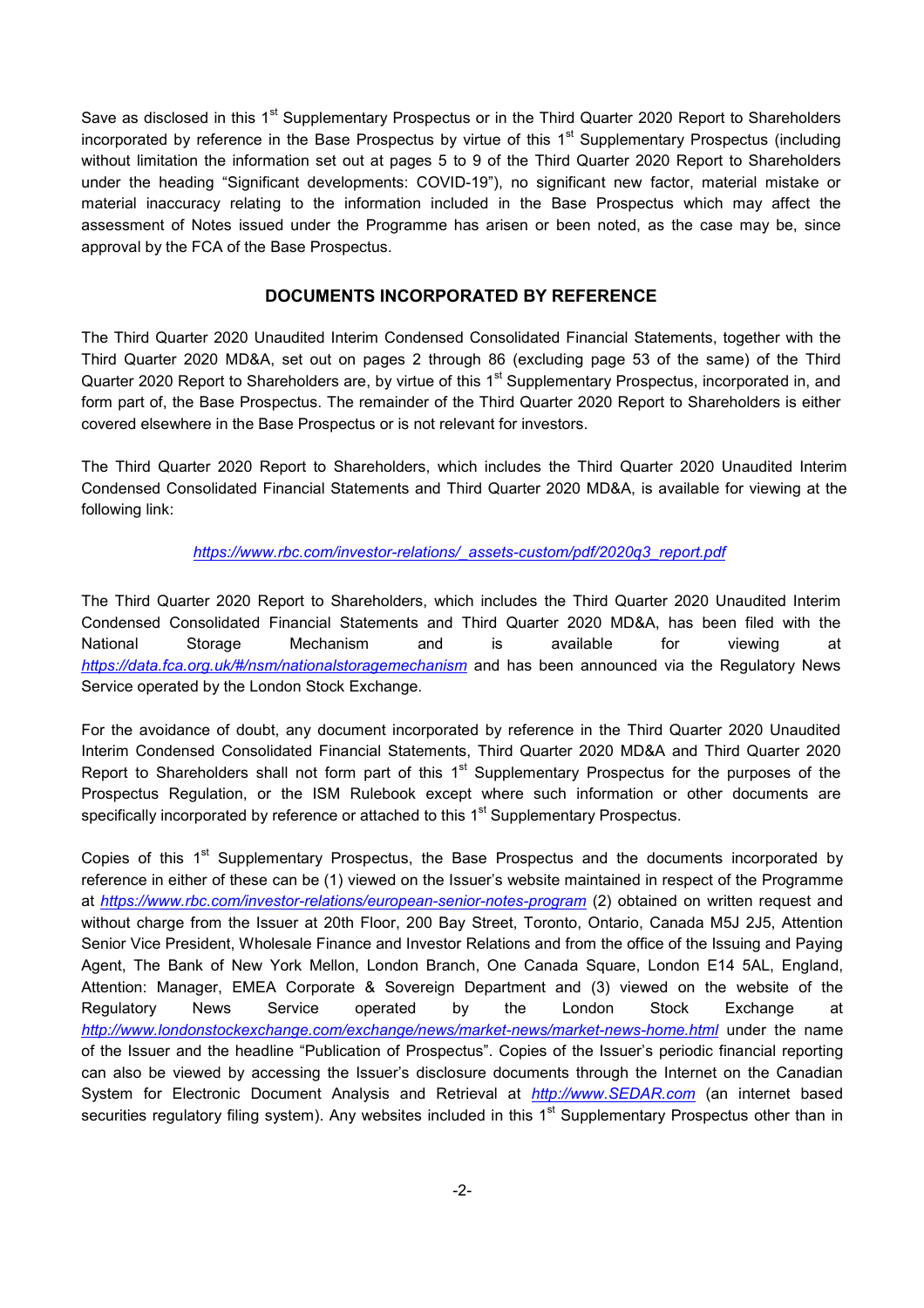Save as disclosed in this 1st Supplementary Prospectus or in the Third Quarter 2020 Report to Shareholders incorporated by reference in the Base Prospectus by virtue of this 1st Supplementary Prospectus (including without limitation the information set out at pages 5 to 9 of the Third Quarter 2020 Report to Shareholders under the heading "Significant developments: COVID-19"), no significant new factor, material mistake or material inaccuracy relating to the information included in the Base Prospectus which may affect the assessment of Notes issued under the Programme has arisen or been noted, as the case may be, since approval by the FCA of the Base Prospectus.

## DOCUMENTS INCORPORATED BY REFERENCE

The Third Quarter 2020 Unaudited Interim Condensed Consolidated Financial Statements, together with the Third Quarter 2020 MD&A, set out on pages 2 through 86 (excluding page 53 of the same) of the Third Quarter 2020 Report to Shareholders are, by virtue of this 1st Supplementary Prospectus, incorporated in, and form part of, the Base Prospectus. The remainder of the Third Quarter 2020 Report to Shareholders is either covered elsewhere in the Base Prospectus or is not relevant for investors.

The Third Quarter 2020 Report to Shareholders, which includes the Third Quarter 2020 Unaudited Interim Condensed Consolidated Financial Statements and Third Quarter 2020 MD&A, is available for viewing at the following link:

*https://www.rbc.com/investor-relations/_assets-custom/pdf/2020q3_report.pdf*

The Third Quarter 2020 Report to Shareholders, which includes the Third Quarter 2020 Unaudited Interim Condensed Consolidated Financial Statements and Third Quarter 2020 MD&A, has been filed with the National Storage Mechanism and is available for viewing at *https://data.fca.org.uk/#/nsm/nationalstoragemechanism* and has been announced via the Regulatory News Service operated by the London Stock Exchange.

For the avoidance of doubt, any document incorporated by reference in the Third Quarter 2020 Unaudited Interim Condensed Consolidated Financial Statements, Third Quarter 2020 MD&A and Third Quarter 2020 Report to Shareholders shall not form part of this 1st Supplementary Prospectus for the purposes of the Prospectus Regulation, or the ISM Rulebook except where such information or other documents are specifically incorporated by reference or attached to this 1st Supplementary Prospectus.

Copies of this 1st Supplementary Prospectus, the Base Prospectus and the documents incorporated by reference in either of these can be (1) viewed on the Issuer's website maintained in respect of the Programme at *https://www.rbc.com/investor-relations/european-senior-notes-program* (2) obtained on written request and without charge from the Issuer at 20th Floor, 200 Bay Street, Toronto, Ontario, Canada M5J 2J5, Attention Senior Vice President, Wholesale Finance and Investor Relations and from the office of the Issuing and Paying Agent, The Bank of New York Mellon, London Branch, One Canada Square, London E14 5AL, England, Attention: Manager, EMEA Corporate & Sovereign Department and (3) viewed on the website of the Regulatory News Service operated by the London Stock Exchange at *http://www.londonstockexchange.com/exchange/news/market-news/market-news-home.html* under the name of the Issuer and the headline "Publication of Prospectus". Copies of the Issuer's periodic financial reporting can also be viewed by accessing the Issuer's disclosure documents through the Internet on the Canadian System for Electronic Document Analysis and Retrieval at *http://www.SEDAR.com* (an internet based securities regulatory filing system). Any websites included in this 1st Supplementary Prospectus other than in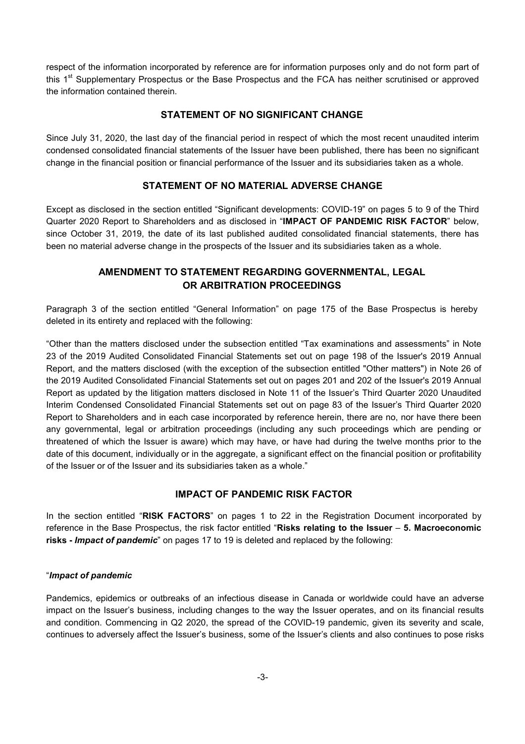respect of the information incorporated by reference are for information purposes only and do not form part of this 1st Supplementary Prospectus or the Base Prospectus and the FCA has neither scrutinised or approved the information contained therein.

## STATEMENT OF NO SIGNIFICANT CHANGE

Since July 31, 2020, the last day of the financial period in respect of which the most recent unaudited interim condensed consolidated financial statements of the Issuer have been published, there has been no significant change in the financial position or financial performance of the Issuer and its subsidiaries taken as a whole.

## STATEMENT OF NO MATERIAL ADVERSE CHANGE

Except as disclosed in the section entitled "Significant developments: COVID-19" on pages 5 to 9 of the Third Quarter 2020 Report to Shareholders and as disclosed in "**IMPACT OF PANDEMIC RISK FACTOR**" below, since October 31, 2019, the date of its last published audited consolidated financial statements, there has been no material adverse change in the prospects of the Issuer and its subsidiaries taken as a whole.

## AMENDMENT TO STATEMENT REGARDING GOVERNMENTAL, LEGAL OR ARBITRATION PROCEEDINGS

Paragraph 3 of the section entitled "General Information" on page 175 of the Base Prospectus is hereby deleted in its entirety and replaced with the following:

"Other than the matters disclosed under the subsection entitled "Tax examinations and assessments" in Note 23 of the 2019 Audited Consolidated Financial Statements set out on page 198 of the Issuer's 2019 Annual Report, and the matters disclosed (with the exception of the subsection entitled "Other matters") in Note 26 of the 2019 Audited Consolidated Financial Statements set out on pages 201 and 202 of the Issuer's 2019 Annual Report as updated by the litigation matters disclosed in Note 11 of the Issuer's Third Quarter 2020 Unaudited Interim Condensed Consolidated Financial Statements set out on page 83 of the Issuer's Third Quarter 2020 Report to Shareholders and in each case incorporated by reference herein, there are no, nor have there been any governmental, legal or arbitration proceedings (including any such proceedings which are pending or threatened of which the Issuer is aware) which may have, or have had during the twelve months prior to the date of this document, individually or in the aggregate, a significant effect on the financial position or profitability of the Issuer or of the Issuer and its subsidiaries taken as a whole."

## IMPACT OF PANDEMIC RISK FACTOR

In the section entitled "**RISK FACTORS**" on pages 1 to 22 in the Registration Document incorporated by reference in the Base Prospectus, the risk factor entitled "**Risks relating to the Issuer** – **5. Macroeconomic risks -** ***Impact of pandemic***" on pages 17 to 19 is deleted and replaced by the following:

"***Impact of pandemic***

Pandemics, epidemics or outbreaks of an infectious disease in Canada or worldwide could have an adverse impact on the Issuer's business, including changes to the way the Issuer operates, and on its financial results and condition. Commencing in Q2 2020, the spread of the COVID-19 pandemic, given its severity and scale, continues to adversely affect the Issuer's business, some of the Issuer's clients and also continues to pose risks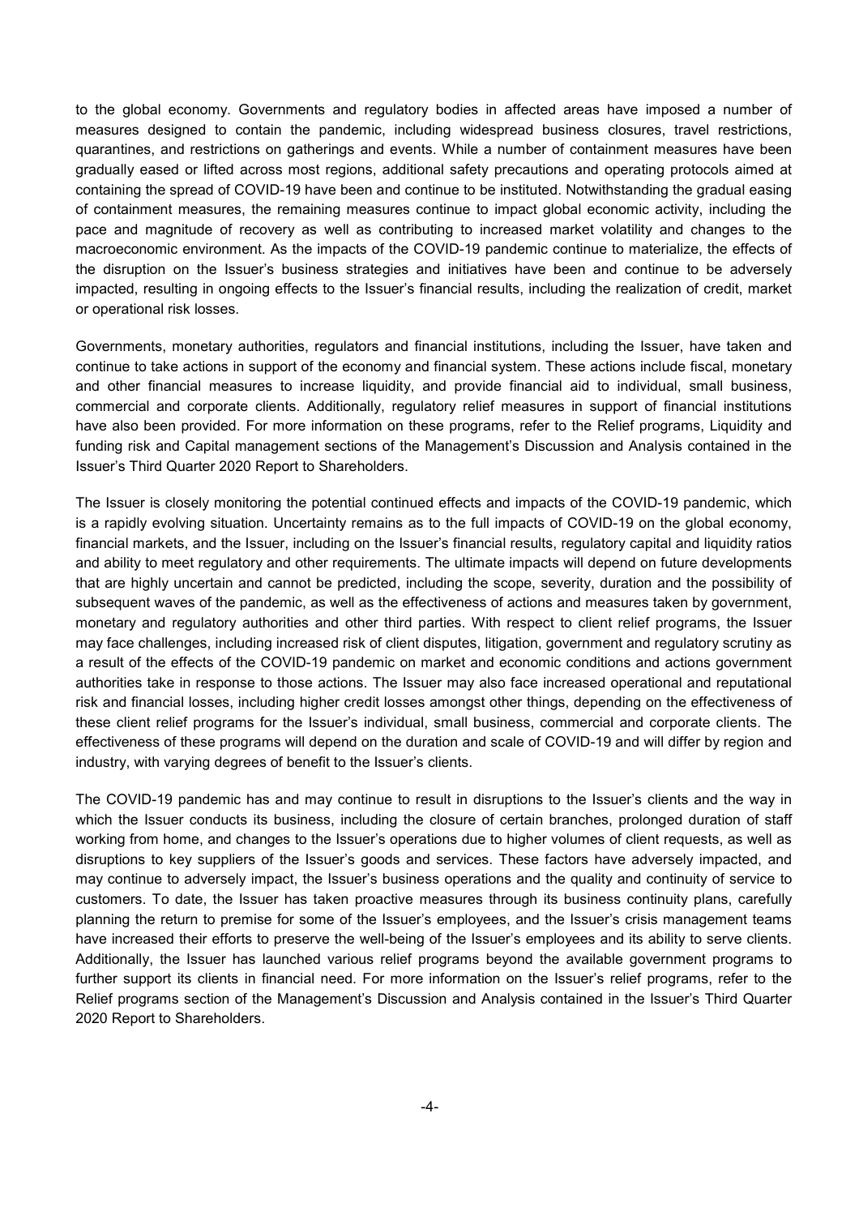to the global economy. Governments and regulatory bodies in affected areas have imposed a number of measures designed to contain the pandemic, including widespread business closures, travel restrictions, quarantines, and restrictions on gatherings and events. While a number of containment measures have been gradually eased or lifted across most regions, additional safety precautions and operating protocols aimed at containing the spread of COVID-19 have been and continue to be instituted. Notwithstanding the gradual easing of containment measures, the remaining measures continue to impact global economic activity, including the pace and magnitude of recovery as well as contributing to increased market volatility and changes to the macroeconomic environment. As the impacts of the COVID-19 pandemic continue to materialize, the effects of the disruption on the Issuer's business strategies and initiatives have been and continue to be adversely impacted, resulting in ongoing effects to the Issuer's financial results, including the realization of credit, market or operational risk losses.

Governments, monetary authorities, regulators and financial institutions, including the Issuer, have taken and continue to take actions in support of the economy and financial system. These actions include fiscal, monetary and other financial measures to increase liquidity, and provide financial aid to individual, small business, commercial and corporate clients. Additionally, regulatory relief measures in support of financial institutions have also been provided. For more information on these programs, refer to the Relief programs, Liquidity and funding risk and Capital management sections of the Management's Discussion and Analysis contained in the Issuer's Third Quarter 2020 Report to Shareholders.

The Issuer is closely monitoring the potential continued effects and impacts of the COVID-19 pandemic, which is a rapidly evolving situation. Uncertainty remains as to the full impacts of COVID-19 on the global economy, financial markets, and the Issuer, including on the Issuer's financial results, regulatory capital and liquidity ratios and ability to meet regulatory and other requirements. The ultimate impacts will depend on future developments that are highly uncertain and cannot be predicted, including the scope, severity, duration and the possibility of subsequent waves of the pandemic, as well as the effectiveness of actions and measures taken by government, monetary and regulatory authorities and other third parties. With respect to client relief programs, the Issuer may face challenges, including increased risk of client disputes, litigation, government and regulatory scrutiny as a result of the effects of the COVID-19 pandemic on market and economic conditions and actions government authorities take in response to those actions. The Issuer may also face increased operational and reputational risk and financial losses, including higher credit losses amongst other things, depending on the effectiveness of these client relief programs for the Issuer's individual, small business, commercial and corporate clients. The effectiveness of these programs will depend on the duration and scale of COVID-19 and will differ by region and industry, with varying degrees of benefit to the Issuer's clients.

The COVID-19 pandemic has and may continue to result in disruptions to the Issuer's clients and the way in which the Issuer conducts its business, including the closure of certain branches, prolonged duration of staff working from home, and changes to the Issuer's operations due to higher volumes of client requests, as well as disruptions to key suppliers of the Issuer's goods and services. These factors have adversely impacted, and may continue to adversely impact, the Issuer's business operations and the quality and continuity of service to customers. To date, the Issuer has taken proactive measures through its business continuity plans, carefully planning the return to premise for some of the Issuer's employees, and the Issuer's crisis management teams have increased their efforts to preserve the well-being of the Issuer's employees and its ability to serve clients. Additionally, the Issuer has launched various relief programs beyond the available government programs to further support its clients in financial need. For more information on the Issuer's relief programs, refer to the Relief programs section of the Management's Discussion and Analysis contained in the Issuer's Third Quarter 2020 Report to Shareholders.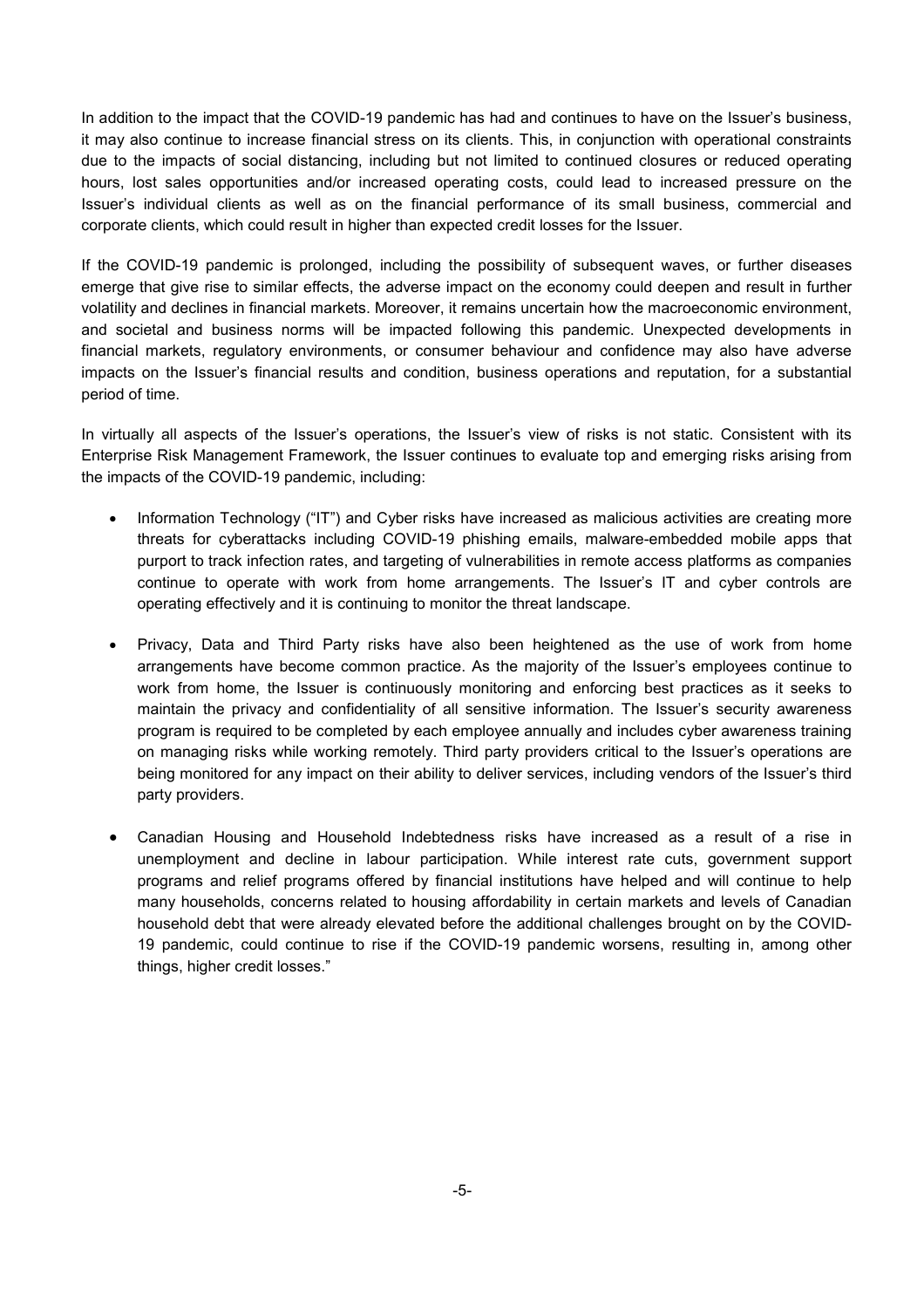In addition to the impact that the COVID-19 pandemic has had and continues to have on the Issuer's business, it may also continue to increase financial stress on its clients. This, in conjunction with operational constraints due to the impacts of social distancing, including but not limited to continued closures or reduced operating hours, lost sales opportunities and/or increased operating costs, could lead to increased pressure on the Issuer's individual clients as well as on the financial performance of its small business, commercial and corporate clients, which could result in higher than expected credit losses for the Issuer.

If the COVID-19 pandemic is prolonged, including the possibility of subsequent waves, or further diseases emerge that give rise to similar effects, the adverse impact on the economy could deepen and result in further volatility and declines in financial markets. Moreover, it remains uncertain how the macroeconomic environment, and societal and business norms will be impacted following this pandemic. Unexpected developments in financial markets, regulatory environments, or consumer behaviour and confidence may also have adverse impacts on the Issuer's financial results and condition, business operations and reputation, for a substantial period of time.

In virtually all aspects of the Issuer's operations, the Issuer's view of risks is not static. Consistent with its Enterprise Risk Management Framework, the Issuer continues to evaluate top and emerging risks arising from the impacts of the COVID-19 pandemic, including:

- Information Technology ("IT") and Cyber risks have increased as malicious activities are creating more threats for cyberattacks including COVID-19 phishing emails, malware-embedded mobile apps that purport to track infection rates, and targeting of vulnerabilities in remote access platforms as companies continue to operate with work from home arrangements. The Issuer's IT and cyber controls are operating effectively and it is continuing to monitor the threat landscape.

- Privacy, Data and Third Party risks have also been heightened as the use of work from home arrangements have become common practice. As the majority of the Issuer's employees continue to work from home, the Issuer is continuously monitoring and enforcing best practices as it seeks to maintain the privacy and confidentiality of all sensitive information. The Issuer's security awareness program is required to be completed by each employee annually and includes cyber awareness training on managing risks while working remotely. Third party providers critical to the Issuer's operations are being monitored for any impact on their ability to deliver services, including vendors of the Issuer's third party providers.

- Canadian Housing and Household Indebtedness risks have increased as a result of a rise in unemployment and decline in labour participation. While interest rate cuts, government support programs and relief programs offered by financial institutions have helped and will continue to help many households, concerns related to housing affordability in certain markets and levels of Canadian household debt that were already elevated before the additional challenges brought on by the COVID-19 pandemic, could continue to rise if the COVID-19 pandemic worsens, resulting in, among other things, higher credit losses."